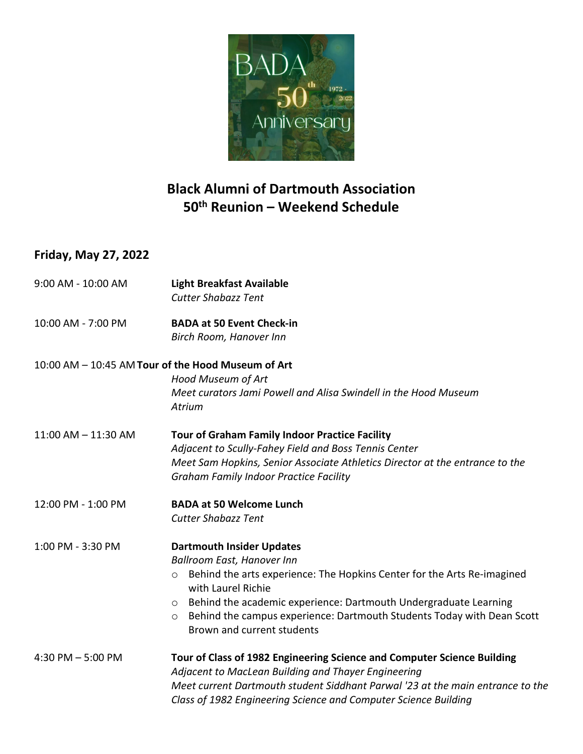# Black Alumni of Dartmouth Association
# 50th Reunion – Weekend Schedule

## Friday, May 27, 2022

9:00 AM - 10:00 AM **Light Breakfast Available**
*Cutter Shabazz Tent*

10:00 AM - 7:00 PM **BADA at 50 Event Check-in**
*Birch Room, Hanover Inn*

10:00 AM – 10:45 AM **Tour of the Hood Museum of Art**
*Hood Museum of Art*
*Meet curators Jami Powell and Alisa Swindell in the Hood Museum Atrium*

11:00 AM – 11:30 AM **Tour of Graham Family Indoor Practice Facility**
*Adjacent to Scully-Fahey Field and Boss Tennis Center*
*Meet Sam Hopkins, Senior Associate Athletics Director at the entrance to the Graham Family Indoor Practice Facility*

12:00 PM - 1:00 PM **BADA at 50 Welcome Lunch**
*Cutter Shabazz Tent*

1:00 PM - 3:30 PM **Dartmouth Insider Updates**
*Ballroom East, Hanover Inn*

- Behind the arts experience: The Hopkins Center for the Arts Re-imagined with Laurel Richie
- Behind the academic experience: Dartmouth Undergraduate Learning
- Behind the campus experience: Dartmouth Students Today with Dean Scott Brown and current students

4:30 PM – 5:00 PM **Tour of Class of 1982 Engineering Science and Computer Science Building**
*Adjacent to MacLean Building and Thayer Engineering*
*Meet current Dartmouth student Siddhant Parwal '23 at the main entrance to the Class of 1982 Engineering Science and Computer Science Building*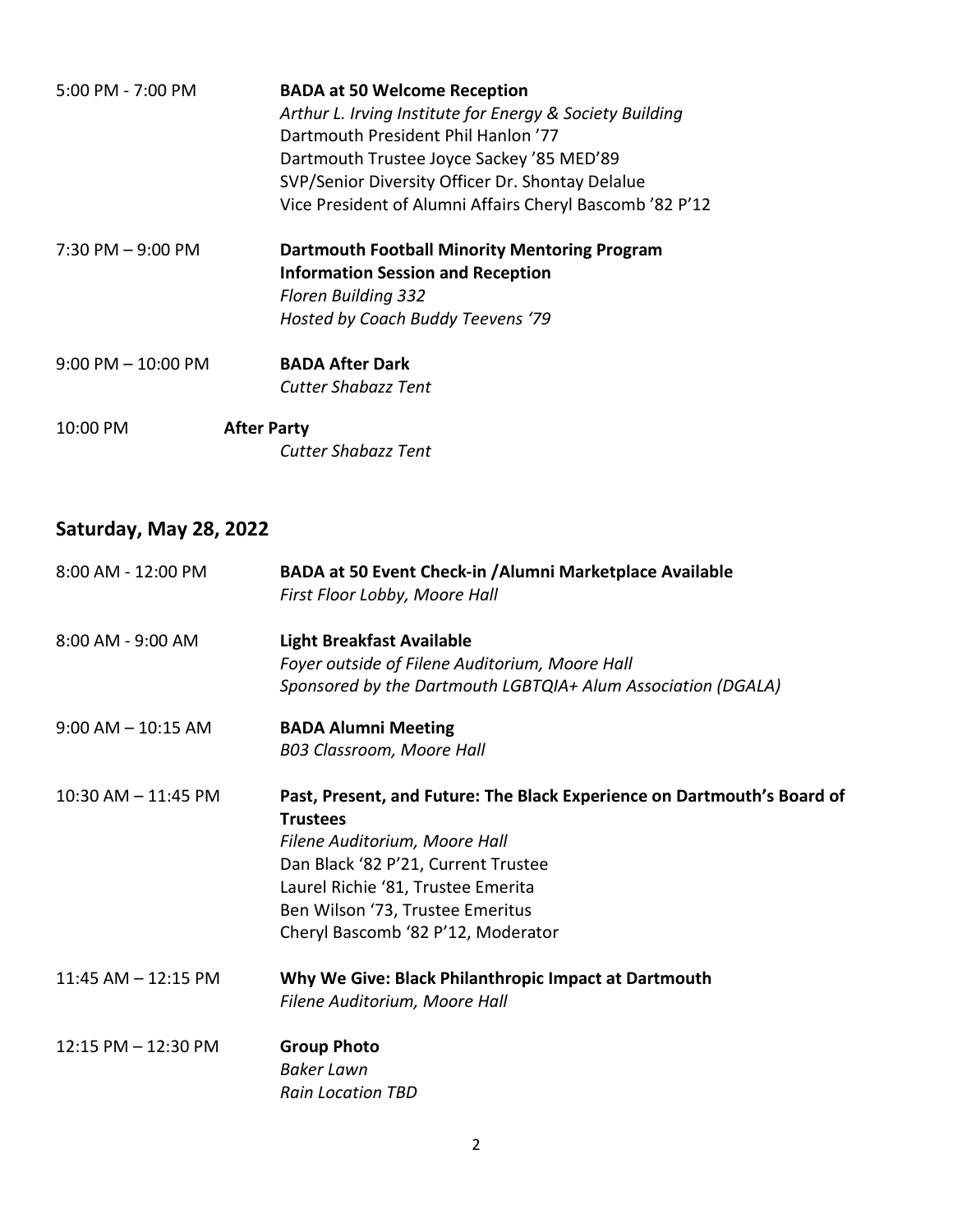5:00 PM - 7:00 PM **BADA at 50 Welcome Reception**
*Arthur L. Irving Institute for Energy & Society Building*
Dartmouth President Phil Hanlon '77
Dartmouth Trustee Joyce Sackey '85 MED'89
SVP/Senior Diversity Officer Dr. Shontay Delalue
Vice President of Alumni Affairs Cheryl Bascomb '82 P'12

7:30 PM – 9:00 PM **Dartmouth Football Minority Mentoring Program Information Session and Reception**
*Floren Building 332*
*Hosted by Coach Buddy Teevens '79*

9:00 PM – 10:00 PM **BADA After Dark**
*Cutter Shabazz Tent*

10:00 PM **After Party**
*Cutter Shabazz Tent*

## Saturday, May 28, 2022

8:00 AM - 12:00 PM **BADA at 50 Event Check-in /Alumni Marketplace Available**
*First Floor Lobby, Moore Hall*

8:00 AM - 9:00 AM **Light Breakfast Available**
*Foyer outside of Filene Auditorium, Moore Hall*
*Sponsored by the Dartmouth LGBTQIA+ Alum Association (DGALA)*

9:00 AM – 10:15 AM **BADA Alumni Meeting**
*B03 Classroom, Moore Hall*

10:30 AM – 11:45 PM **Past, Present, and Future: The Black Experience on Dartmouth's Board of Trustees**
*Filene Auditorium, Moore Hall*
Dan Black '82 P'21, Current Trustee
Laurel Richie '81, Trustee Emerita
Ben Wilson '73, Trustee Emeritus
Cheryl Bascomb '82 P'12, Moderator

11:45 AM – 12:15 PM **Why We Give: Black Philanthropic Impact at Dartmouth**
*Filene Auditorium, Moore Hall*

12:15 PM – 12:30 PM **Group Photo**
*Baker Lawn*
*Rain Location TBD*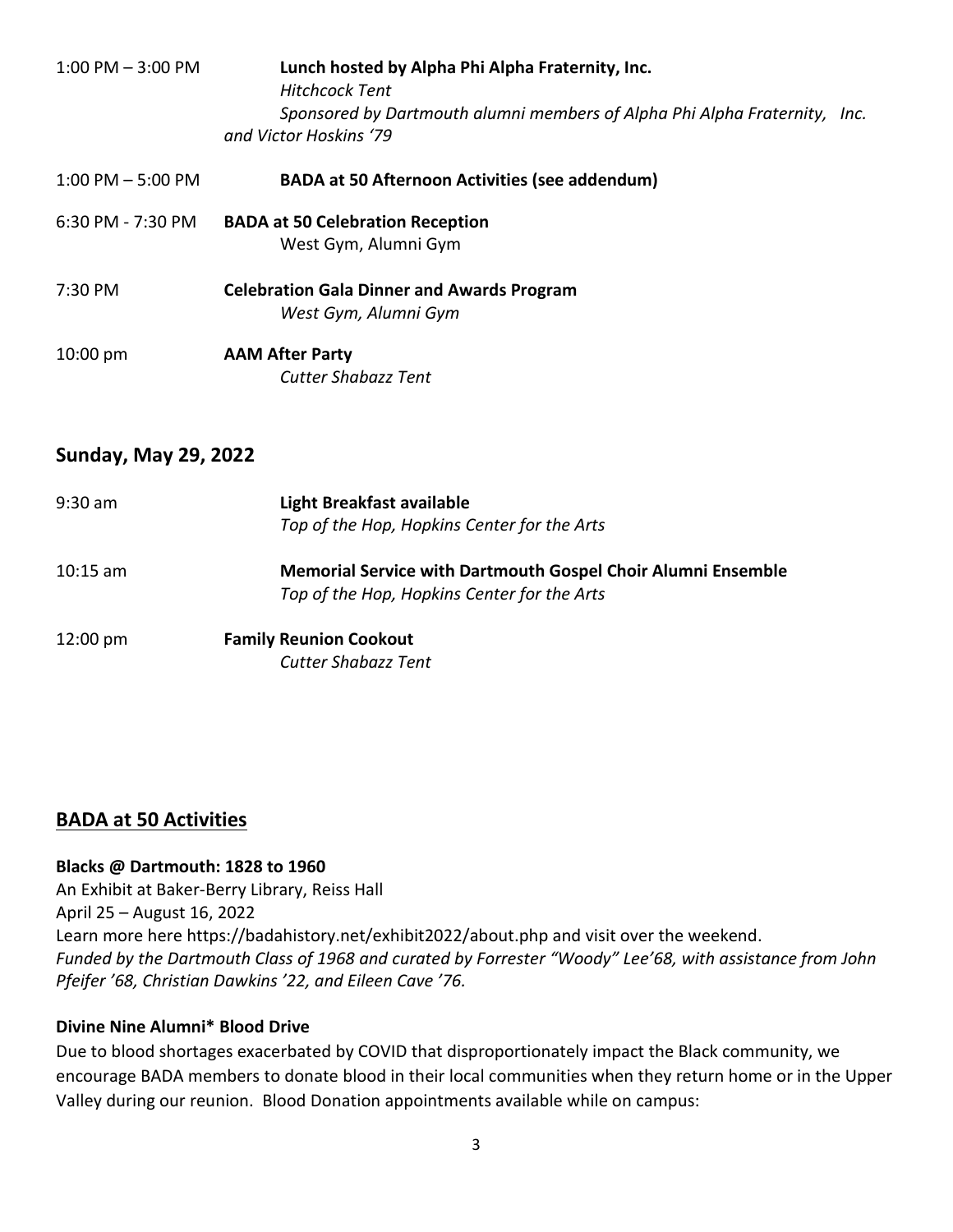1:00 PM – 3:00 PM **Lunch hosted by Alpha Phi Alpha Fraternity, Inc.**
*Hitchcock Tent*
*Sponsored by Dartmouth alumni members of Alpha Phi Alpha Fraternity, Inc. and Victor Hoskins '79*

1:00 PM – 5:00 PM **BADA at 50 Afternoon Activities (see addendum)**

6:30 PM - 7:30 PM **BADA at 50 Celebration Reception**
West Gym, Alumni Gym

7:30 PM **Celebration Gala Dinner and Awards Program**
*West Gym, Alumni Gym*

10:00 pm **AAM After Party**
*Cutter Shabazz Tent*

## Sunday, May 29, 2022

9:30 am **Light Breakfast available**
*Top of the Hop, Hopkins Center for the Arts*

10:15 am **Memorial Service with Dartmouth Gospel Choir Alumni Ensemble**
*Top of the Hop, Hopkins Center for the Arts*

12:00 pm **Family Reunion Cookout**
*Cutter Shabazz Tent*

## BADA at 50 Activities

**Blacks @ Dartmouth: 1828 to 1960**
An Exhibit at Baker-Berry Library, Reiss Hall
April 25 – August 16, 2022
Learn more here https://badahistory.net/exhibit2022/about.php and visit over the weekend.
*Funded by the Dartmouth Class of 1968 and curated by Forrester "Woody" Lee'68, with assistance from John Pfeifer '68, Christian Dawkins '22, and Eileen Cave '76.*

**Divine Nine Alumni* Blood Drive**
Due to blood shortages exacerbated by COVID that disproportionately impact the Black community, we encourage BADA members to donate blood in their local communities when they return home or in the Upper Valley during our reunion. Blood Donation appointments available while on campus: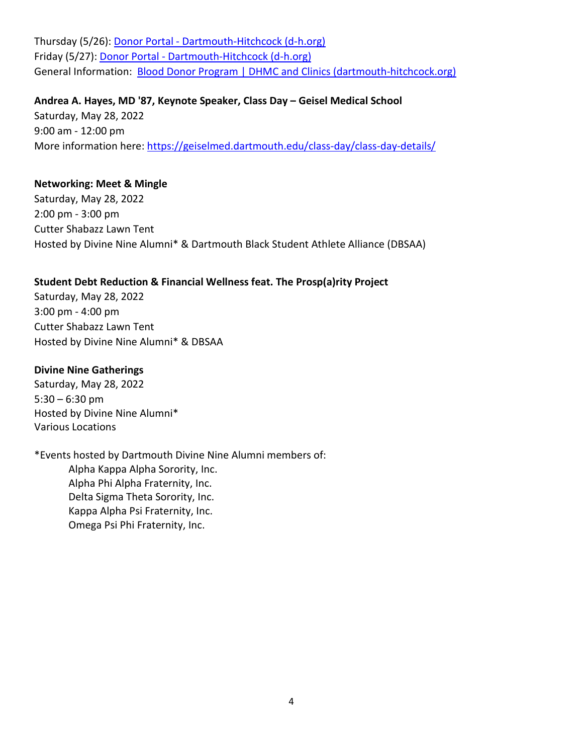Thursday (5/26): [Donor Portal - Dartmouth-Hitchcock (d-h.org)]()
Friday (5/27): [Donor Portal - Dartmouth-Hitchcock (d-h.org)]()
General Information: [Blood Donor Program | DHMC and Clinics (dartmouth-hitchcock.org)]()

**Andrea A. Hayes, MD '87, Keynote Speaker, Class Day – Geisel Medical School**
Saturday, May 28, 2022
9:00 am - 12:00 pm
More information here: https://geiselmed.dartmouth.edu/class-day/class-day-details/

**Networking: Meet & Mingle**
Saturday, May 28, 2022
2:00 pm - 3:00 pm
Cutter Shabazz Lawn Tent
Hosted by Divine Nine Alumni* & Dartmouth Black Student Athlete Alliance (DBSAA)

**Student Debt Reduction & Financial Wellness feat. The Prosp(a)rity Project**
Saturday, May 28, 2022
3:00 pm - 4:00 pm
Cutter Shabazz Lawn Tent
Hosted by Divine Nine Alumni* & DBSAA

**Divine Nine Gatherings**
Saturday, May 28, 2022
5:30 – 6:30 pm
Hosted by Divine Nine Alumni*
Various Locations

*Events hosted by Dartmouth Divine Nine Alumni members of:

- Alpha Kappa Alpha Sorority, Inc.
- Alpha Phi Alpha Fraternity, Inc.
- Delta Sigma Theta Sorority, Inc.
- Kappa Alpha Psi Fraternity, Inc.
- Omega Psi Phi Fraternity, Inc.